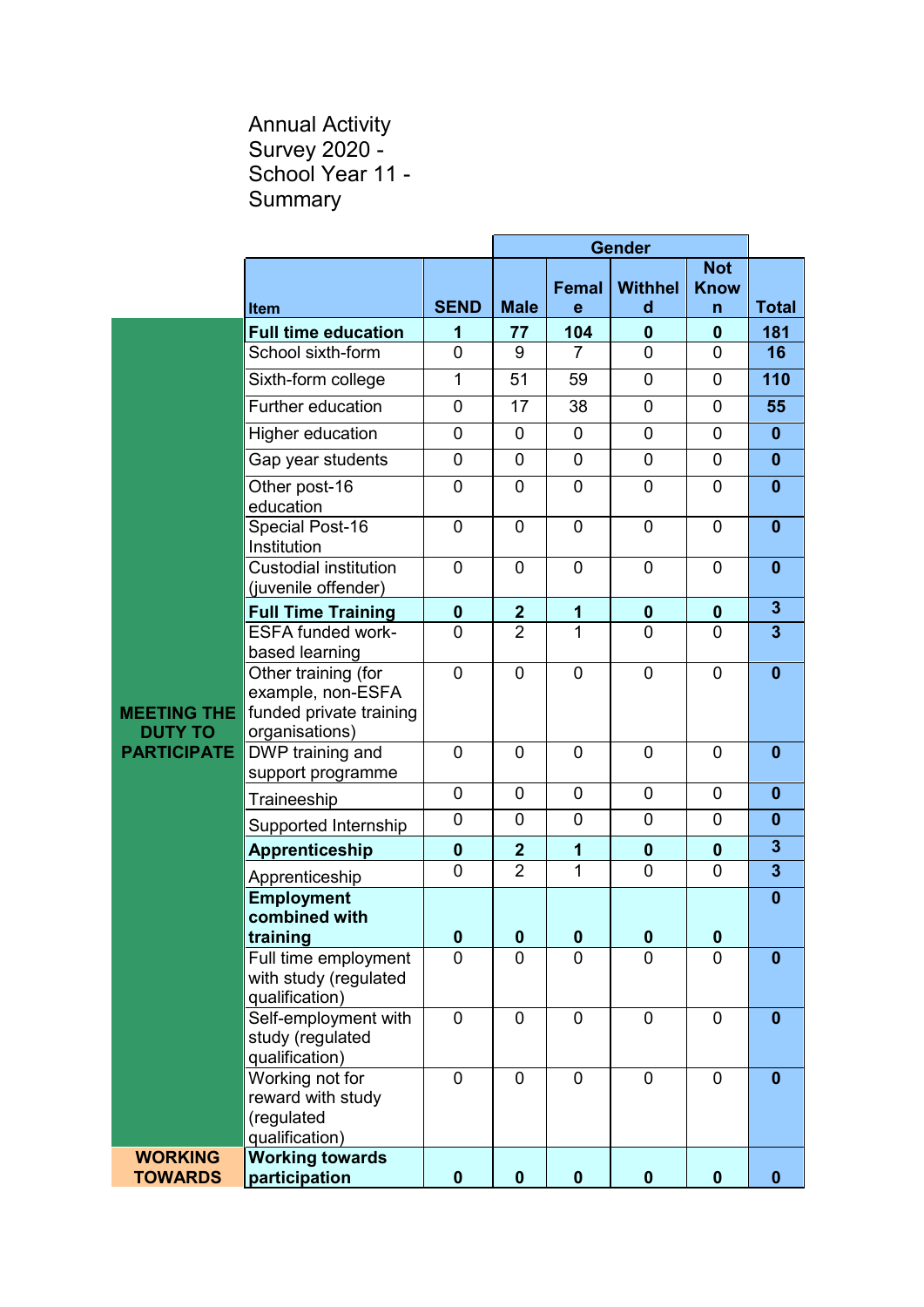# Annual Activity Survey 2020 - School Year 11 - Summary

| | Item | SEND | Gender | | | | Total |
|---|---|---|---|---|---|---|---|
| | | | Male | Female | Withheld | Not Known | |
| MEETING THE DUTY TO PARTICIPATE | **Full time education** | **1** | **77** | **104** | **0** | **0** | **181** |
| | School sixth-form | 0 | 9 | 7 | 0 | 0 | **16** |
| | Sixth-form college | 1 | 51 | 59 | 0 | 0 | **110** |
| | Further education | 0 | 17 | 38 | 0 | 0 | **55** |
| | Higher education | 0 | 0 | 0 | 0 | 0 | **0** |
| | Gap year students | 0 | 0 | 0 | 0 | 0 | **0** |
| | Other post-16 education | 0 | 0 | 0 | 0 | 0 | **0** |
| | Special Post-16 Institution | 0 | 0 | 0 | 0 | 0 | **0** |
| | Custodial institution (juvenile offender) | 0 | 0 | 0 | 0 | 0 | **0** |
| | **Full Time Training** | **0** | **2** | **1** | **0** | **0** | **3** |
| | ESFA funded work-based learning | 0 | 2 | 1 | 0 | 0 | **3** |
| | Other training (for example, non-ESFA funded private training organisations) | 0 | 0 | 0 | 0 | 0 | **0** |
| | DWP training and support programme | 0 | 0 | 0 | 0 | 0 | **0** |
| | Traineeship | 0 | 0 | 0 | 0 | 0 | **0** |
| | Supported Internship | 0 | 0 | 0 | 0 | 0 | **0** |
| | **Apprenticeship** | **0** | **2** | **1** | **0** | **0** | **3** |
| | Apprenticeship | 0 | 2 | 1 | 0 | 0 | **3** |
| | **Employment combined with training** | **0** | **0** | **0** | **0** | **0** | **0** |
| | Full time employment with study (regulated qualification) | 0 | 0 | 0 | 0 | 0 | **0** |
| | Self-employment with study (regulated qualification) | 0 | 0 | 0 | 0 | 0 | **0** |
| | Working not for reward with study (regulated qualification) | 0 | 0 | 0 | 0 | 0 | **0** |
| WORKING TOWARDS | **Working towards participation** | **0** | **0** | **0** | **0** | **0** | **0** |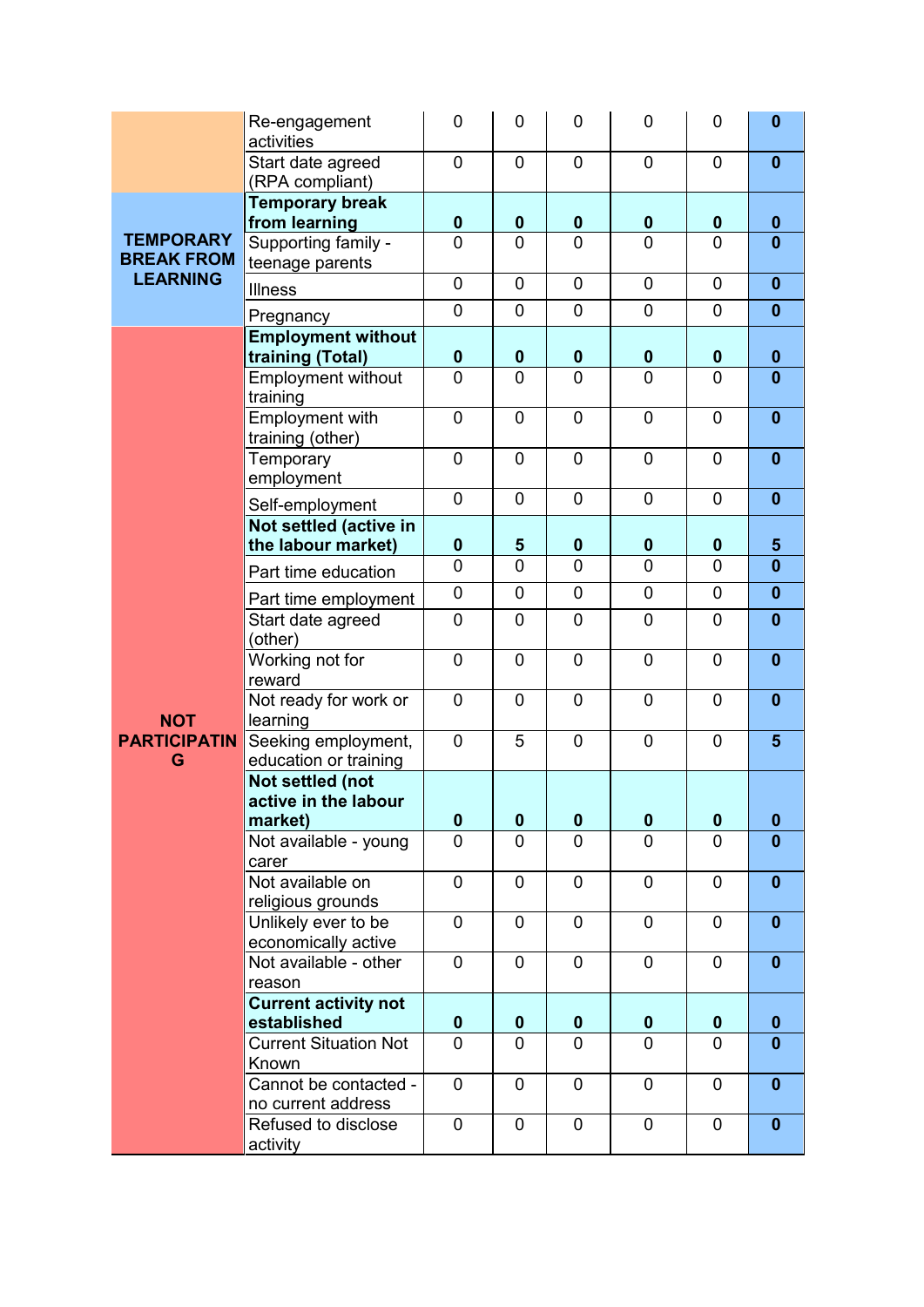| | | | | | | | |
|---|---|---|---|---|---|---|---|
| | Re-engagement activities | 0 | 0 | 0 | 0 | 0 | **0** |
| | Start date agreed (RPA compliant) | 0 | 0 | 0 | 0 | 0 | **0** |
| **TEMPORARY BREAK FROM LEARNING** | **Temporary break from learning** | **0** | **0** | **0** | **0** | **0** | **0** |
| | Supporting family - teenage parents | 0 | 0 | 0 | 0 | 0 | **0** |
| | Illness | 0 | 0 | 0 | 0 | 0 | **0** |
| | Pregnancy | 0 | 0 | 0 | 0 | 0 | **0** |
| **NOT PARTICIPATING** | **Employment without training (Total)** | **0** | **0** | **0** | **0** | **0** | **0** |
| | Employment without training | 0 | 0 | 0 | 0 | 0 | **0** |
| | Employment with training (other) | 0 | 0 | 0 | 0 | 0 | **0** |
| | Temporary employment | 0 | 0 | 0 | 0 | 0 | **0** |
| | Self-employment | 0 | 0 | 0 | 0 | 0 | **0** |
| | **Not settled (active in the labour market)** | **0** | **5** | **0** | **0** | **0** | **5** |
| | Part time education | 0 | 0 | 0 | 0 | 0 | **0** |
| | Part time employment | 0 | 0 | 0 | 0 | 0 | **0** |
| | Start date agreed (other) | 0 | 0 | 0 | 0 | 0 | **0** |
| | Working not for reward | 0 | 0 | 0 | 0 | 0 | **0** |
| | Not ready for work or learning | 0 | 0 | 0 | 0 | 0 | **0** |
| | Seeking employment, education or training | 0 | 5 | 0 | 0 | 0 | **5** |
| | **Not settled (not active in the labour market)** | **0** | **0** | **0** | **0** | **0** | **0** |
| | Not available - young carer | 0 | 0 | 0 | 0 | 0 | **0** |
| | Not available on religious grounds | 0 | 0 | 0 | 0 | 0 | **0** |
| | Unlikely ever to be economically active | 0 | 0 | 0 | 0 | 0 | **0** |
| | Not available - other reason | 0 | 0 | 0 | 0 | 0 | **0** |
| | **Current activity not established** | **0** | **0** | **0** | **0** | **0** | **0** |
| | Current Situation Not Known | 0 | 0 | 0 | 0 | 0 | **0** |
| | Cannot be contacted - no current address | 0 | 0 | 0 | 0 | 0 | **0** |
| | Refused to disclose activity | 0 | 0 | 0 | 0 | 0 | **0** |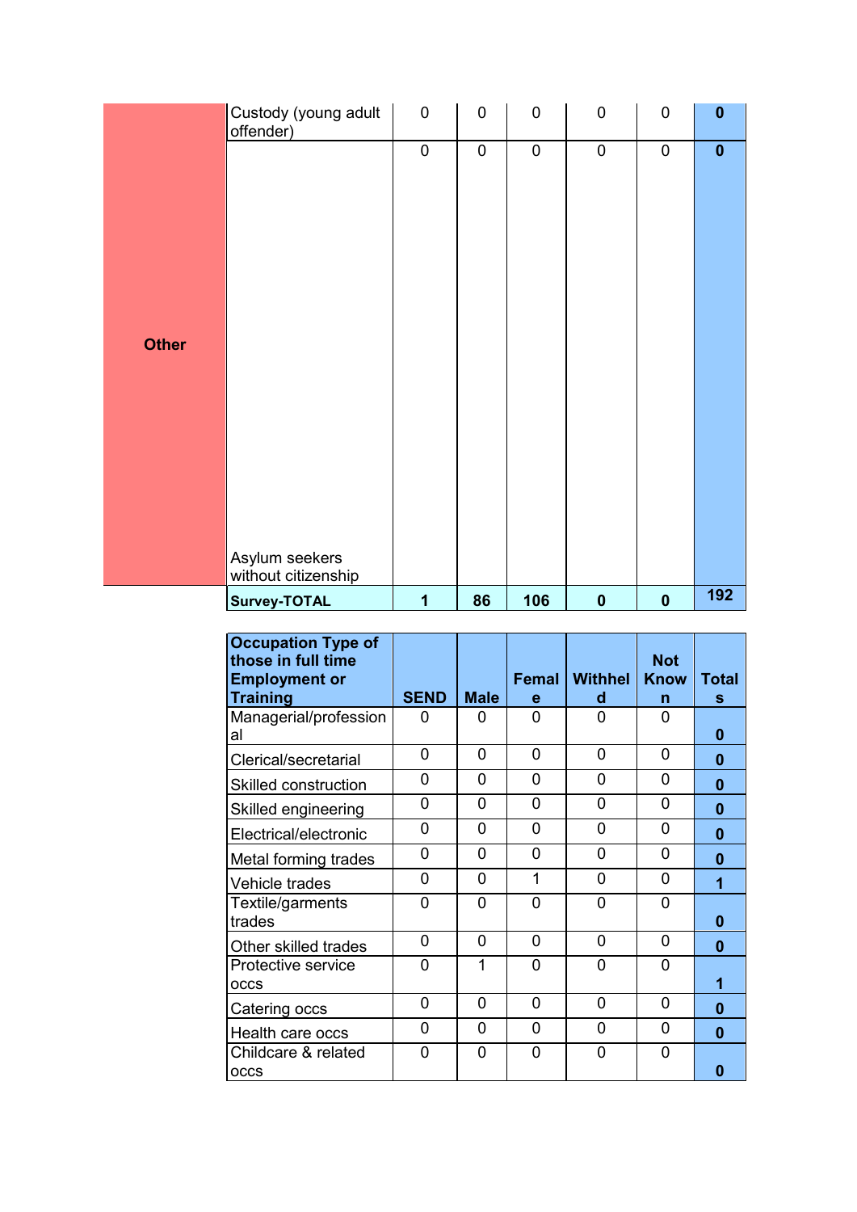| | | | | | | | |
|---|---|---|---|---|---|---|---|
| Other | Custody (young adult offender) | 0 | 0 | 0 | 0 | 0 | **0** |
| | Asylum seekers without citizenship | 0 | 0 | 0 | 0 | 0 | **0** |
| | **Survey-TOTAL** | **1** | **86** | **106** | **0** | **0** | **192** |

| **Occupation Type of those in full time Employment or Training** | **SEND** | **Male** | **Female** | **Withheld** | **Not Known** | **Totals** |
|---|---|---|---|---|---|---|
| Managerial/professional | 0 | 0 | 0 | 0 | 0 | **0** |
| Clerical/secretarial | 0 | 0 | 0 | 0 | 0 | **0** |
| Skilled construction | 0 | 0 | 0 | 0 | 0 | **0** |
| Skilled engineering | 0 | 0 | 0 | 0 | 0 | **0** |
| Electrical/electronic | 0 | 0 | 0 | 0 | 0 | **0** |
| Metal forming trades | 0 | 0 | 0 | 0 | 0 | **0** |
| Vehicle trades | 0 | 0 | 1 | 0 | 0 | **1** |
| Textile/garments trades | 0 | 0 | 0 | 0 | 0 | **0** |
| Other skilled trades | 0 | 0 | 0 | 0 | 0 | **0** |
| Protective service occs | 0 | 1 | 0 | 0 | 0 | **1** |
| Catering occs | 0 | 0 | 0 | 0 | 0 | **0** |
| Health care occs | 0 | 0 | 0 | 0 | 0 | **0** |
| Childcare & related occs | 0 | 0 | 0 | 0 | 0 | **0** |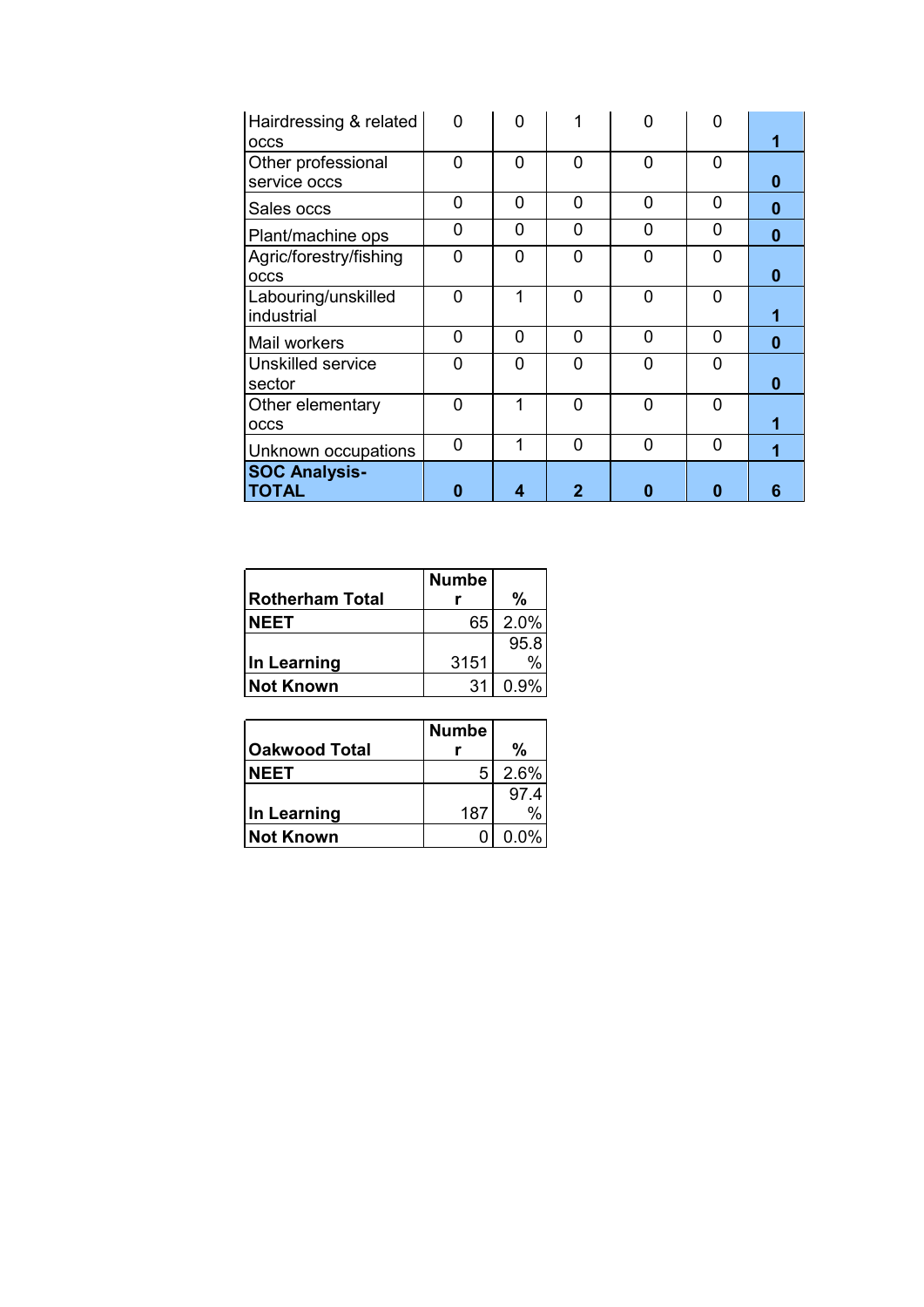| | | | | | | |
|---|---|---|---|---|---|---|
| Hairdressing & related occs | 0 | 0 | 1 | 0 | 0 | **1** |
| Other professional service occs | 0 | 0 | 0 | 0 | 0 | **0** |
| Sales occs | 0 | 0 | 0 | 0 | 0 | **0** |
| Plant/machine ops | 0 | 0 | 0 | 0 | 0 | **0** |
| Agric/forestry/fishing occs | 0 | 0 | 0 | 0 | 0 | **0** |
| Labouring/unskilled industrial | 0 | 1 | 0 | 0 | 0 | **1** |
| Mail workers | 0 | 0 | 0 | 0 | 0 | **0** |
| Unskilled service sector | 0 | 0 | 0 | 0 | 0 | **0** |
| Other elementary occs | 0 | 1 | 0 | 0 | 0 | **1** |
| Unknown occupations | 0 | 1 | 0 | 0 | 0 | **1** |
| **SOC Analysis-TOTAL** | **0** | **4** | **2** | **0** | **0** | **6** |

| **Rotherham Total** | **Number** | **%** |
|---|---|---|
| **NEET** | 65 | 2.0% |
| **In Learning** | 3151 | 95.8% |
| **Not Known** | 31 | 0.9% |

| **Oakwood Total** | **Number** | **%** |
|---|---|---|
| **NEET** | 5 | 2.6% |
| **In Learning** | 187 | 97.4% |
| **Not Known** | 0 | 0.0% |